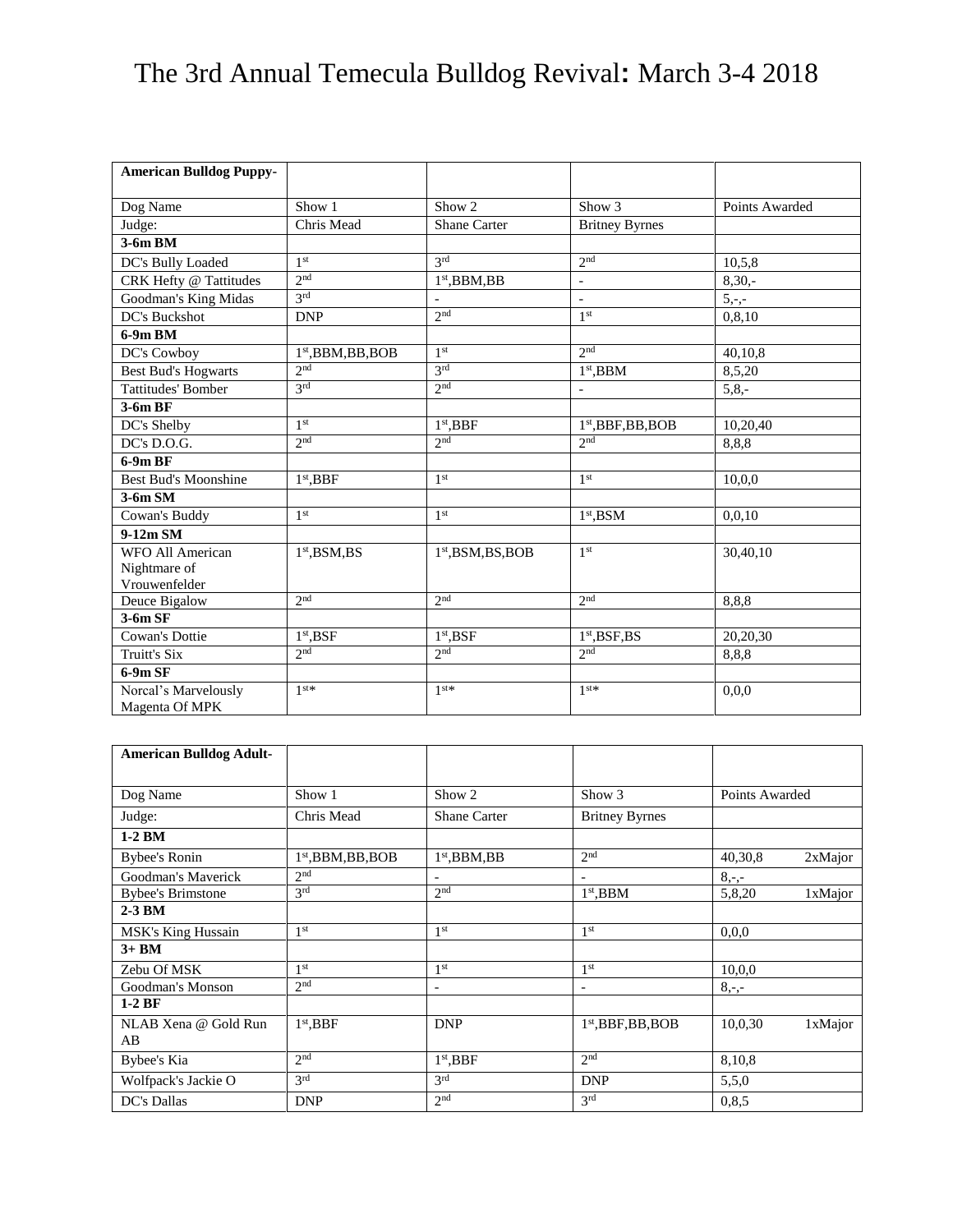# The 3rd Annual Temecula Bulldog Revival: March 3-4 2018

| **American Bulldog Puppy-** | | | | |
|---|---|---|---|---|
| Dog Name | Show 1 | Show 2 | Show 3 | Points Awarded |
| Judge: | Chris Mead | Shane Carter | Britney Byrnes | |
| **3-6m BM** | | | | |
| DC's Bully Loaded | 1st | 3rd | 2nd | 10,5,8 |
| CRK Hefty @ Tattitudes | 2nd | 1st,BBM,BB | - | 8,30,- |
| Goodman's King Midas | 3rd | - | - | 5,-,- |
| DC's Buckshot | DNP | 2nd | 1st | 0,8,10 |
| **6-9m BM** | | | | |
| DC's Cowboy | 1st,BBM,BB,BOB | 1st | 2nd | 40,10,8 |
| Best Bud's Hogwarts | 2nd | 3rd | 1st,BBM | 8,5,20 |
| Tattitudes' Bomber | 3rd | 2nd | - | 5,8,- |
| **3-6m BF** | | | | |
| DC's Shelby | 1st | 1st,BBF | 1st,BBF,BB,BOB | 10,20,40 |
| DC's D.O.G. | 2nd | 2nd | 2nd | 8,8,8 |
| **6-9m BF** | | | | |
| Best Bud's Moonshine | 1st,BBF | 1st | 1st | 10,0,0 |
| **3-6m SM** | | | | |
| Cowan's Buddy | 1st | 1st | 1st,BSM | 0,0,10 |
| **9-12m SM** | | | | |
| WFO All American Nightmare of Vrouwenfelder | 1st,BSM,BS | 1st,BSM,BS,BOB | 1st | 30,40,10 |
| Deuce Bigalow | 2nd | 2nd | 2nd | 8,8,8 |
| **3-6m SF** | | | | |
| Cowan's Dottie | 1st,BSF | 1st,BSF | 1st,BSF,BS | 20,20,30 |
| Truitt's Six | 2nd | 2nd | 2nd | 8,8,8 |
| **6-9m SF** | | | | |
| Norcal's Marvelously Magenta Of MPK | 1st* | 1st* | 1st* | 0,0,0 |

| **American Bulldog Adult-** | | | | |
|---|---|---|---|---|
| Dog Name | Show 1 | Show 2 | Show 3 | Points Awarded |
| Judge: | Chris Mead | Shane Carter | Britney Byrnes | |
| **1-2 BM** | | | | |
| Bybee's Ronin | 1st,BBM,BB,BOB | 1st,BBM,BB | 2nd | 40,30,8 2xMajor |
| Goodman's Maverick | 2nd | - | - | 8,-,- |
| Bybee's Brimstone | 3rd | 2nd | 1st,BBM | 5,8,20 1xMajor |
| **2-3 BM** | | | | |
| MSK's King Hussain | 1st | 1st | 1st | 0,0,0 |
| **3+ BM** | | | | |
| Zebu Of MSK | 1st | 1st | 1st | 10,0,0 |
| Goodman's Monson | 2nd | - | - | 8,-,- |
| **1-2 BF** | | | | |
| NLAB Xena @ Gold Run AB | 1st,BBF | DNP | 1st,BBF,BB,BOB | 10,0,30 1xMajor |
| Bybee's Kia | 2nd | 1st,BBF | 2nd | 8,10,8 |
| Wolfpack's Jackie O | 3rd | 3rd | DNP | 5,5,0 |
| DC's Dallas | DNP | 2nd | 3rd | 0,8,5 |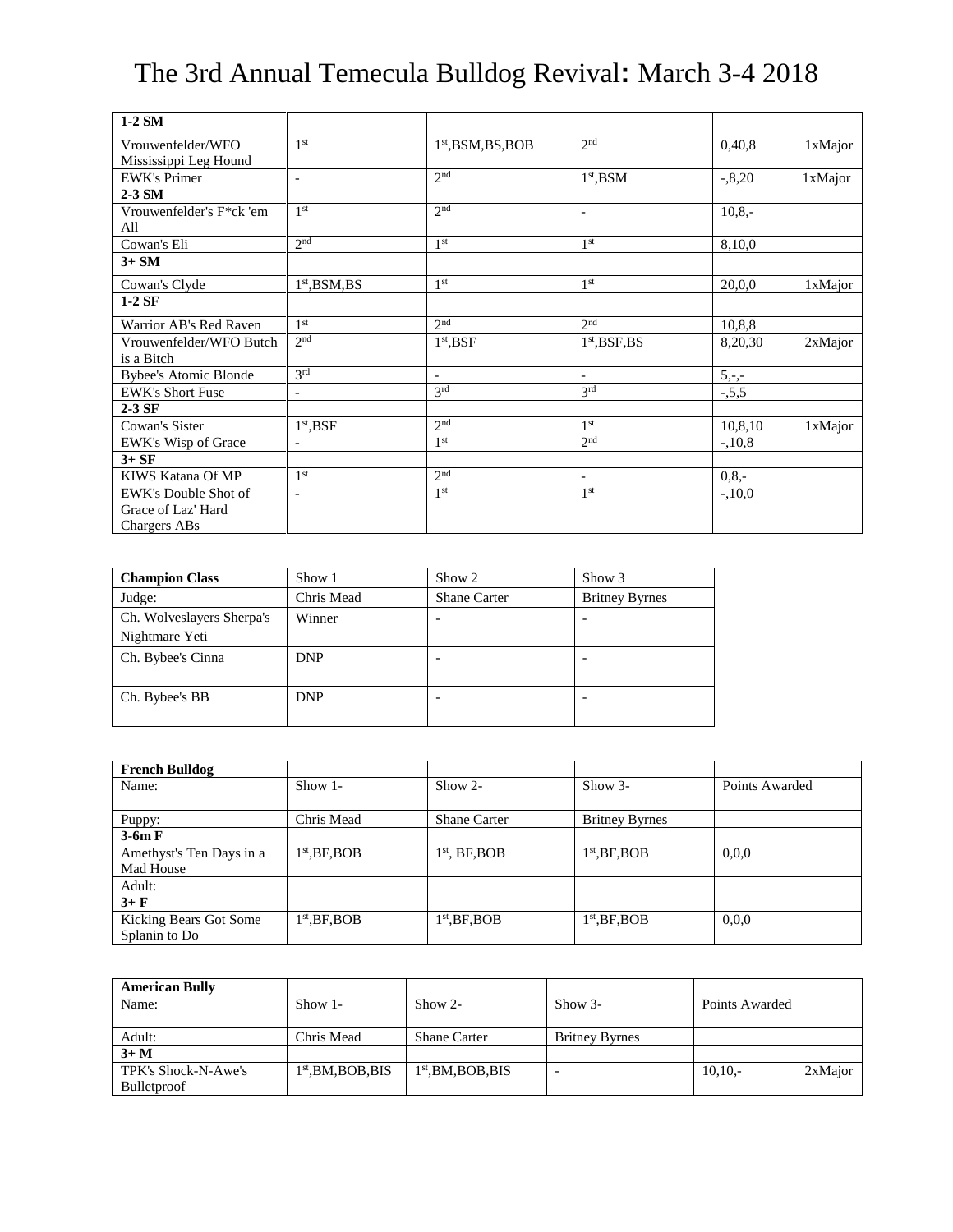# The 3rd Annual Temecula Bulldog Revival: March 3-4 2018

| **1-2 SM** | | | | |
|---|---|---|---|---|
| Vrouwenfelder/WFO Mississippi Leg Hound | 1st | 1st,BSM,BS,BOB | 2nd | 0,40,8 1xMajor |
| EWK's Primer | - | 2nd | 1st,BSM | -,8,20 1xMajor |
| **2-3 SM** | | | | |
| Vrouwenfelder's F*ck 'em All | 1st | 2nd | - | 10,8,- |
| Cowan's Eli | 2nd | 1st | 1st | 8,10,0 |
| **3+ SM** | | | | |
| Cowan's Clyde | 1st,BSM,BS | 1st | 1st | 20,0,0 1xMajor |
| **1-2 SF** | | | | |
| Warrior AB's Red Raven | 1st | 2nd | 2nd | 10,8,8 |
| Vrouwenfelder/WFO Butch is a Bitch | 2nd | 1st,BSF | 1st,BSF,BS | 8,20,30 2xMajor |
| Bybee's Atomic Blonde | 3rd | - | - | 5,-,- |
| EWK's Short Fuse | - | 3rd | 3rd | -,5,5 |
| **2-3 SF** | | | | |
| Cowan's Sister | 1st,BSF | 2nd | 1st | 10,8,10 1xMajor |
| EWK's Wisp of Grace | - | 1st | 2nd | -,10,8 |
| **3+ SF** | | | | |
| KIWS Katana Of MP | 1st | 2nd | - | 0,8,- |
| EWK's Double Shot of Grace of Laz' Hard Chargers ABs | - | 1st | 1st | -,10,0 |

| **Champion Class** | Show 1 | Show 2 | Show 3 |
|---|---|---|---|
| Judge: | Chris Mead | Shane Carter | Britney Byrnes |
| Ch. Wolveslayers Sherpa's Nightmare Yeti | Winner | - | - |
| Ch. Bybee's Cinna | DNP | - | - |
| Ch. Bybee's BB | DNP | - | - |

| **French Bulldog** | | | | |
|---|---|---|---|---|
| Name: | Show 1- | Show 2- | Show 3- | Points Awarded |
| Puppy: | Chris Mead | Shane Carter | Britney Byrnes | |
| **3-6m F** | | | | |
| Amethyst's Ten Days in a Mad House | 1st,BF,BOB | 1st, BF,BOB | 1st,BF,BOB | 0,0,0 |
| Adult: | | | | |
| **3+ F** | | | | |
| Kicking Bears Got Some Splanin to Do | 1st,BF,BOB | 1st,BF,BOB | 1st,BF,BOB | 0,0,0 |

| **American Bully** | | | | |
|---|---|---|---|---|
| Name: | Show 1- | Show 2- | Show 3- | Points Awarded |
| Adult: | Chris Mead | Shane Carter | Britney Byrnes | |
| **3+ M** | | | | |
| TPK's Shock-N-Awe's Bulletproof | 1st,BM,BOB,BIS | 1st,BM,BOB,BIS | - | 10,10,- 2xMajor |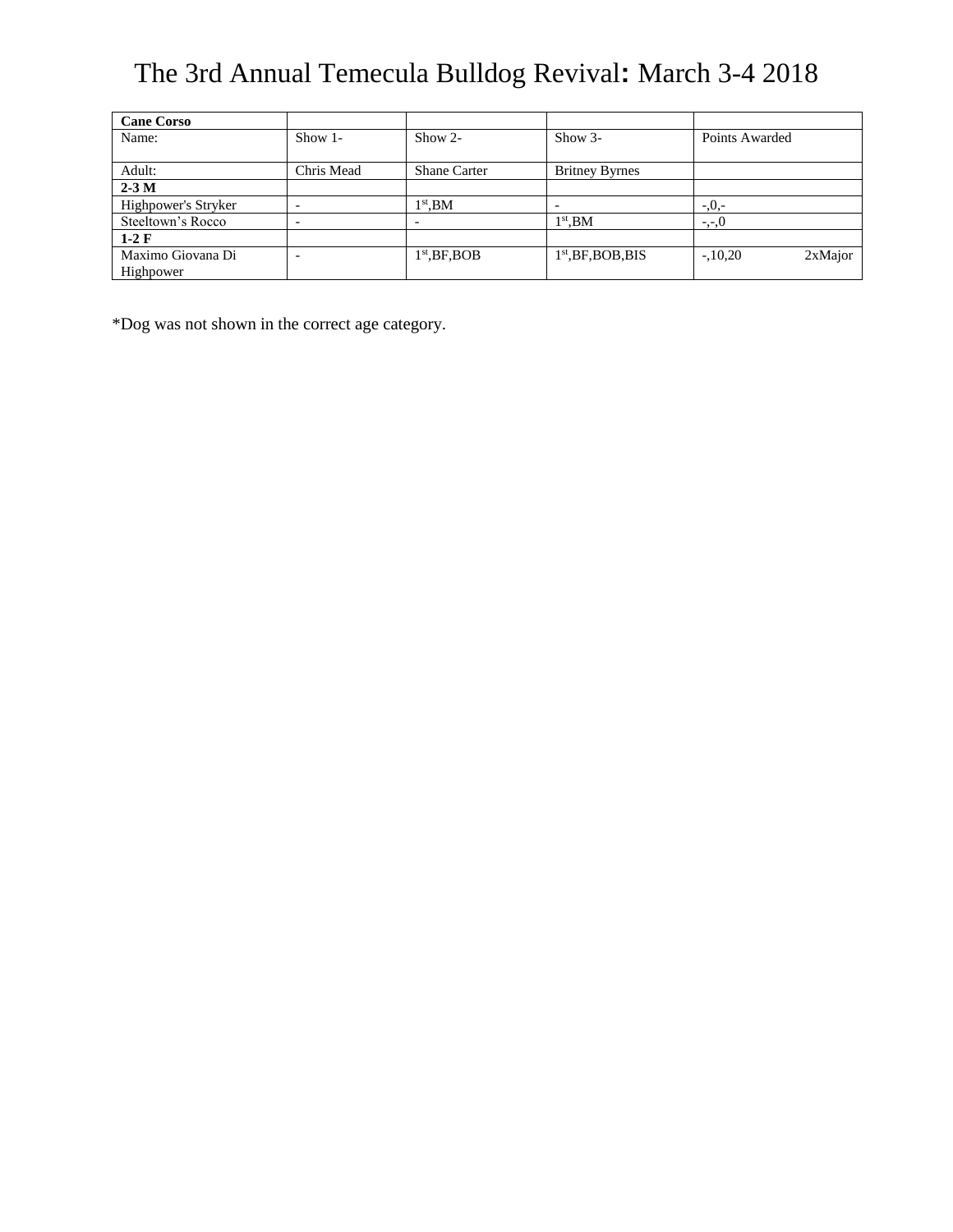# The 3rd Annual Temecula Bulldog Revival: March 3-4 2018

| **Cane Corso** | | | | |
|---|---|---|---|---|
| Name: | Show 1- | Show 2- | Show 3- | Points Awarded |
| Adult: | Chris Mead | Shane Carter | Britney Byrnes | |
| **2-3 M** | | | | |
| Highpower's Stryker | - | 1st,BM | - | -,0,- |
| Steeltown's Rocco | - | - | 1st,BM | -,-,0 |
| **1-2 F** | | | | |
| Maximo Giovana Di Highpower | - | 1st,BF,BOB | 1st,BF,BOB,BIS | -,10,20 2xMajor |

*Dog was not shown in the correct age category.